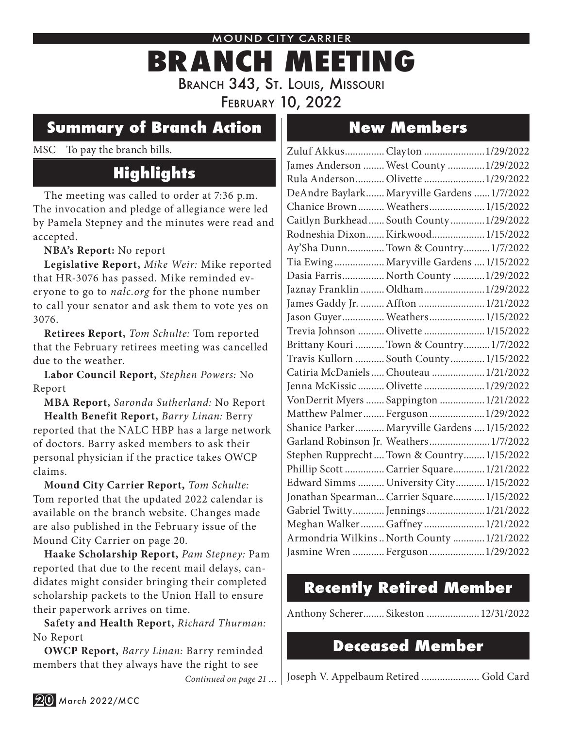MOUND CITY CARRIER

# BRANCH MEETING

Branch 343, St. Louis, Missouri

February 10, 2022

## Summary of Branch Action

MSC To pay the branch bills.

## Highlights

The meeting was called to order at 7:36 p.m. The invocation and pledge of allegiance were led by Pamela Stepney and the minutes were read and accepted.

**NBA's Report:** No report

**Legislative Report,** *Mike Weir:* Mike reported that HR-3076 has passed. Mike reminded everyone to go to *nalc.org* for the phone number to call your senator and ask them to vote yes on 3076.

**Retirees Report,** *Tom Schulte:* Tom reported that the February retirees meeting was cancelled due to the weather.

**Labor Council Report,** *Stephen Powers:* No Report

**MBA Report,** *Saronda Sutherland:* No Report

**Health Benefit Report,** *Barry Linan:* Berry reported that the NALC HBP has a large network of doctors. Barry asked members to ask their personal physician if the practice takes OWCP claims.

**Mound City Carrier Report,** *Tom Schulte:* Tom reported that the updated 2022 calendar is available on the branch website. Changes made are also published in the February issue of the Mound City Carrier on page 20.

**Haake Scholarship Report,** *Pam Stepney:* Pam reported that due to the recent mail delays, candidates might consider bringing their completed scholarship packets to the Union Hall to ensure their paperwork arrives on time.

**Safety and Health Report,** *Richard Thurman:* No Report

**OWCP Report,** *Barry Linan:* Barry reminded members that they always have the right to see

*Continued on page 21 …*

## New Members

| Name | Station | Date |
|---|---|---|
| Zuluf Akkus | Clayton | 1/29/2022 |
| James Anderson | West County | 1/29/2022 |
| Rula Anderson | Olivette | 1/29/2022 |
| DeAndre Baylark | Maryville Gardens | 1/7/2022 |
| Chanice Brown | Weathers | 1/15/2022 |
| Caitlyn Burkhead | South County | 1/29/2022 |
| Rodneshia Dixon | Kirkwood | 1/15/2022 |
| Ay'Sha Dunn | Town & Country | 1/7/2022 |
| Tia Ewing | Maryville Gardens | 1/15/2022 |
| Dasia Farris | North County | 1/29/2022 |
| Jaznay Franklin | Oldham | 1/29/2022 |
| James Gaddy Jr. | Affton | 1/21/2022 |
| Jason Guyer | Weathers | 1/15/2022 |
| Trevia Johnson | Olivette | 1/15/2022 |
| Brittany Kouri | Town & Country | 1/7/2022 |
| Travis Kullorn | South County | 1/15/2022 |
| Catiria McDaniels | Chouteau | 1/21/2022 |
| Jenna McKissic | Olivette | 1/29/2022 |
| VonDerrit Myers | Sappington | 1/21/2022 |
| Matthew Palmer | Ferguson | 1/29/2022 |
| Shanice Parker | Maryville Gardens | 1/15/2022 |
| Garland Robinson Jr. | Weathers | 1/7/2022 |
| Stephen Rupprecht | Town & Country | 1/15/2022 |
| Phillip Scott | Carrier Square | 1/21/2022 |
| Edward Simms | University City | 1/15/2022 |
| Jonathan Spearman | Carrier Square | 1/15/2022 |
| Gabriel Twitty | Jennings | 1/21/2022 |
| Meghan Walker | Gaffney | 1/21/2022 |
| Armondria Wilkins | North County | 1/21/2022 |
| Jasmine Wren | Ferguson | 1/29/2022 |

## Recently Retired Member

Anthony Scherer........ Sikeston .................... 12/31/2022

## Deceased Member

Joseph V. Appelbaum Retired ...................... Gold Card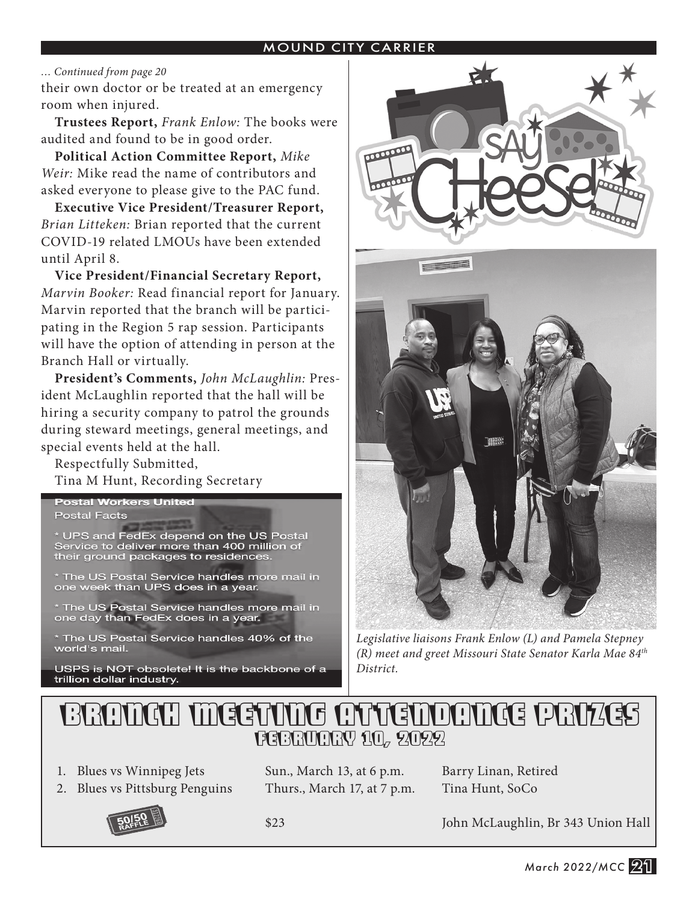*... Continued from page 20*

their own doctor or be treated at an emergency room when injured.

**Trustees Report,** *Frank Enlow:* The books were audited and found to be in good order.

**Political Action Committee Report,** *Mike Weir:* Mike read the name of contributors and asked everyone to please give to the PAC fund.

**Executive Vice President/Treasurer Report,** *Brian Litteken:* Brian reported that the current COVID-19 related LMOUs have been extended until April 8.

**Vice President/Financial Secretary Report,** *Marvin Booker:* Read financial report for January. Marvin reported that the branch will be participating in the Region 5 rap session. Participants will have the option of attending in person at the Branch Hall or virtually.

**President's Comments,** *John McLaughlin:* President McLaughlin reported that the hall will be hiring a security company to patrol the grounds during steward meetings, general meetings, and special events held at the hall.

Respectfully Submitted,
Tina M Hunt, Recording Secretary

**Postal Workers United**
Postal Facts

* UPS and FedEx depend on the US Postal Service to deliver more than 400 million of their ground packages to residences.

* The US Postal Service handles more mail in one week than UPS does in a year.

* The US Postal Service handles more mail in one day than FedEx does in a year.

* The US Postal Service handles 40% of the world's mail.

USPS is NOT obsolete! It is the backbone of a trillion dollar industry.

SAY CHeese!

*Legislative liaisons Frank Enlow (L) and Pamela Stepney (R) meet and greet Missouri State Senator Karla Mae 84th District.*

## Branch Meeting Attendance Prizes

### February 10, 2022

| | | |
|---|---|---|
| 1. Blues vs Winnipeg Jets | Sun., March 13, at 6 p.m. | Barry Linan, Retired |
| 2. Blues vs Pittsburg Penguins | Thurs., March 17, at 7 p.m. | Tina Hunt, SoCo |
| 50/50 RAFFLE | $23 | John McLaughlin, Br 343 Union Hall |